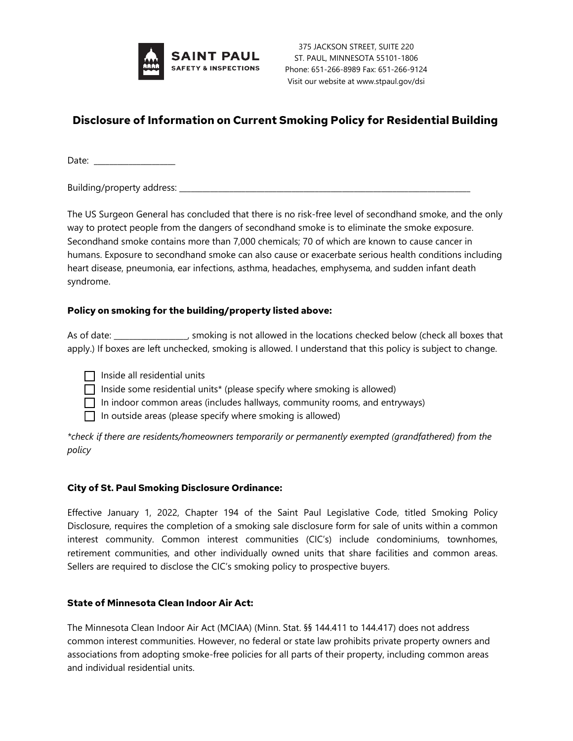SAINT PAUL
SAFETY & INSPECTIONS

375 JACKSON STREET, SUITE 220
ST. PAUL, MINNESOTA 55101-1806
Phone: 651-266-8989 Fax: 651-266-9124
Visit our website at www.stpaul.gov/dsi

# Disclosure of Information on Current Smoking Policy for Residential Building

Date: ____________________

Building/property address: ______________________________________________________________________________

The US Surgeon General has concluded that there is no risk-free level of secondhand smoke, and the only way to protect people from the dangers of secondhand smoke is to eliminate the smoke exposure. Secondhand smoke contains more than 7,000 chemicals; 70 of which are known to cause cancer in humans. Exposure to secondhand smoke can also cause or exacerbate serious health conditions including heart disease, pneumonia, ear infections, asthma, headaches, emphysema, and sudden infant death syndrome.

### Policy on smoking for the building/property listed above:

As of date: __________________, smoking is not allowed in the locations checked below (check all boxes that apply.) If boxes are left unchecked, smoking is allowed. I understand that this policy is subject to change.

- ☐ Inside all residential units
- ☐ Inside some residential units* (please specify where smoking is allowed)
- ☐ In indoor common areas (includes hallways, community rooms, and entryways)
- ☐ In outside areas (please specify where smoking is allowed)

*\*check if there are residents/homeowners temporarily or permanently exempted (grandfathered) from the policy*

### City of St. Paul Smoking Disclosure Ordinance:

Effective January 1, 2022, Chapter 194 of the Saint Paul Legislative Code, titled Smoking Policy Disclosure, requires the completion of a smoking sale disclosure form for sale of units within a common interest community. Common interest communities (CIC's) include condominiums, townhomes, retirement communities, and other individually owned units that share facilities and common areas. Sellers are required to disclose the CIC's smoking policy to prospective buyers.

### State of Minnesota Clean Indoor Air Act:

The Minnesota Clean Indoor Air Act (MCIAA) (Minn. Stat. §§ 144.411 to 144.417) does not address common interest communities. However, no federal or state law prohibits private property owners and associations from adopting smoke-free policies for all parts of their property, including common areas and individual residential units.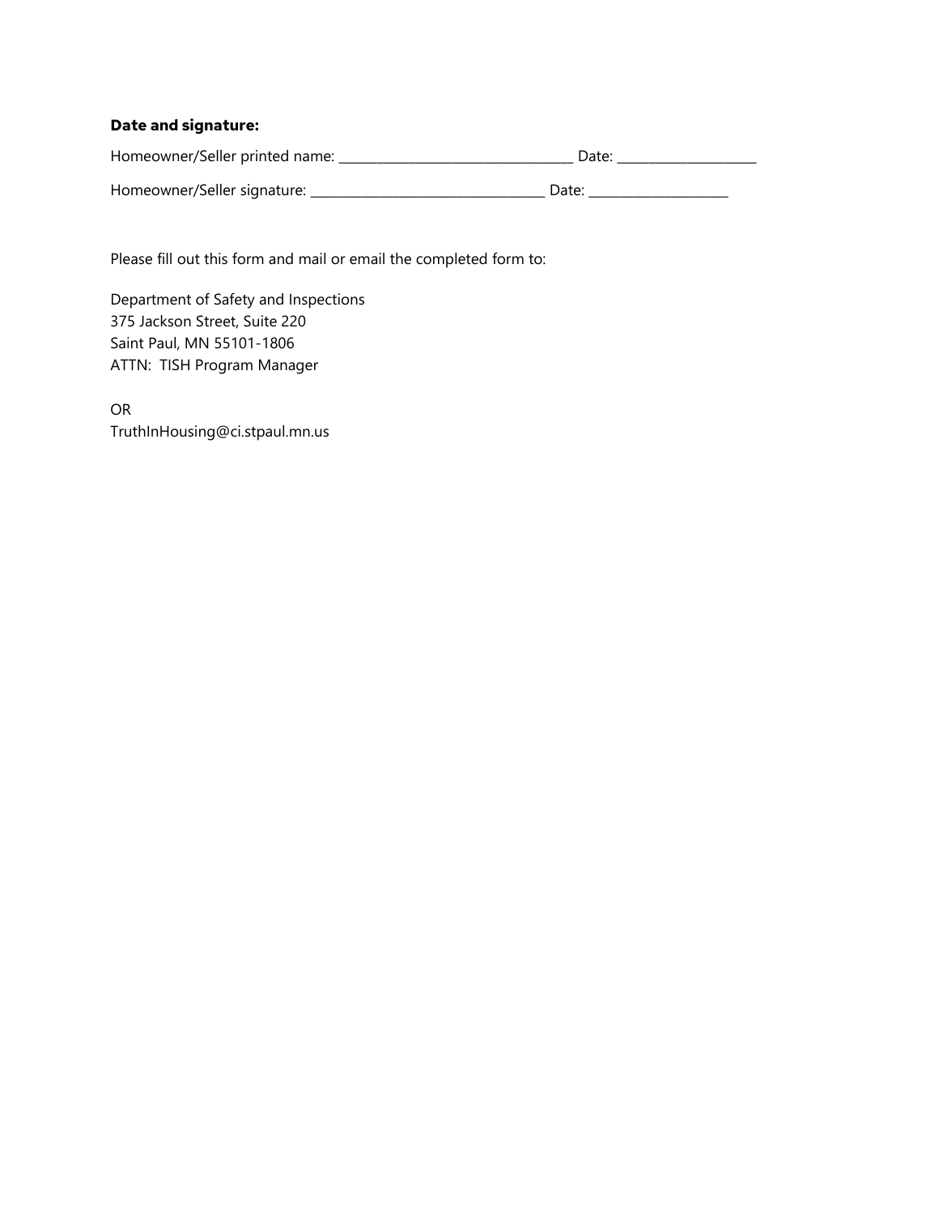**Date and signature:**

Homeowner/Seller printed name: ___________________________________ Date: ____________________

Homeowner/Seller signature: ___________________________________ Date: ____________________

Please fill out this form and mail or email the completed form to:

Department of Safety and Inspections
375 Jackson Street, Suite 220
Saint Paul, MN 55101-1806
ATTN: TISH Program Manager

OR
TruthInHousing@ci.stpaul.mn.us